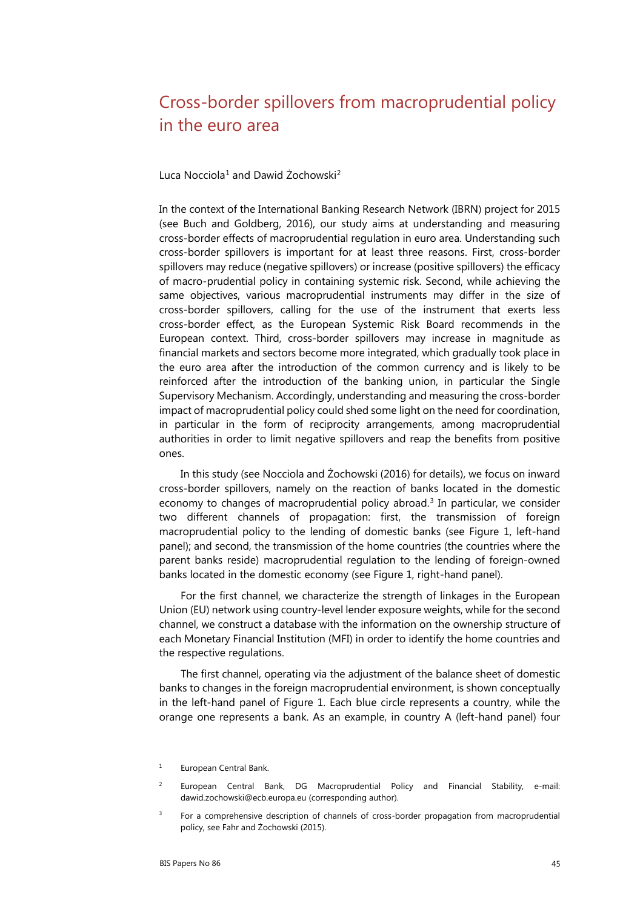# Cross-border spillovers from macroprudential policy in the euro area

Luca Nocciola[1] and Dawid Żochowski[2]

In the context of the International Banking Research Network (IBRN) project for 2015 (see Buch and Goldberg, 2016), our study aims at understanding and measuring cross-border effects of macroprudential regulation in euro area. Understanding such cross-border spillovers is important for at least three reasons. First, cross-border spillovers may reduce (negative spillovers) or increase (positive spillovers) the efficacy of macro-prudential policy in containing systemic risk. Second, while achieving the same objectives, various macroprudential instruments may differ in the size of cross-border spillovers, calling for the use of the instrument that exerts less cross-border effect, as the European Systemic Risk Board recommends in the European context. Third, cross-border spillovers may increase in magnitude as financial markets and sectors become more integrated, which gradually took place in the euro area after the introduction of the common currency and is likely to be reinforced after the introduction of the banking union, in particular the Single Supervisory Mechanism. Accordingly, understanding and measuring the cross-border impact of macroprudential policy could shed some light on the need for coordination, in particular in the form of reciprocity arrangements, among macroprudential authorities in order to limit negative spillovers and reap the benefits from positive ones.

In this study (see Nocciola and Żochowski (2016) for details), we focus on inward cross-border spillovers, namely on the reaction of banks located in the domestic economy to changes of macroprudential policy abroad.[3] In particular, we consider two different channels of propagation: first, the transmission of foreign macroprudential policy to the lending of domestic banks (see Figure 1, left-hand panel); and second, the transmission of the home countries (the countries where the parent banks reside) macroprudential regulation to the lending of foreign-owned banks located in the domestic economy (see Figure 1, right-hand panel).

For the first channel, we characterize the strength of linkages in the European Union (EU) network using country-level lender exposure weights, while for the second channel, we construct a database with the information on the ownership structure of each Monetary Financial Institution (MFI) in order to identify the home countries and the respective regulations.

The first channel, operating via the adjustment of the balance sheet of domestic banks to changes in the foreign macroprudential environment, is shown conceptually in the left-hand panel of Figure 1. Each blue circle represents a country, while the orange one represents a bank. As an example, in country A (left-hand panel) four

[1] European Central Bank.

[2] European Central Bank, DG Macroprudential Policy and Financial Stability, e-mail: dawid.zochowski@ecb.europa.eu (corresponding author).

[3] For a comprehensive description of channels of cross-border propagation from macroprudential policy, see Fahr and Żochowski (2015).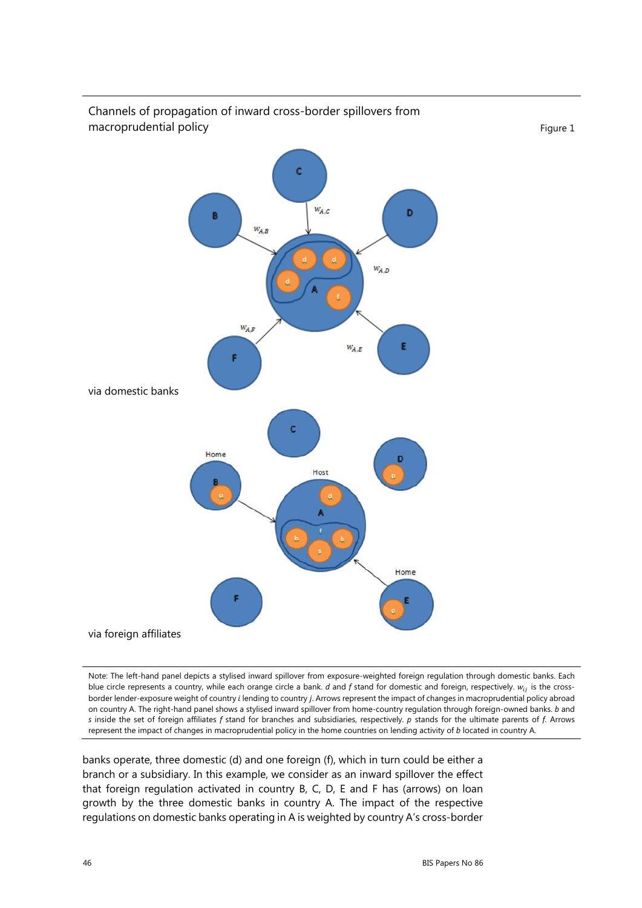Channels of propagation of inward cross-border spillovers from macroprudential policy

Figure 1

via domestic banks

via foreign affiliates

Note: The left-hand panel depicts a stylised inward spillover from exposure-weighted foreign regulation through domestic banks. Each blue circle represents a country, while each orange circle a bank. *d* and *f* stand for domestic and foreign, respectively. $w_{ij}$ is the cross-border lender-exposure weight of country *i* lending to country *j*. Arrows represent the impact of changes in macroprudential policy abroad on country A. The right-hand panel shows a stylised inward spillover from home-country regulation through foreign-owned banks. *b* and *s* inside the set of foreign affiliates *f* stand for branches and subsidiaries, respectively. *p* stands for the ultimate parents of *f*. Arrows represent the impact of changes in macroprudential policy in the home countries on lending activity of *b* located in country A.

banks operate, three domestic (d) and one foreign (f), which in turn could be either a branch or a subsidiary. In this example, we consider as an inward spillover the effect that foreign regulation activated in country B, C, D, E and F has (arrows) on loan growth by the three domestic banks in country A. The impact of the respective regulations on domestic banks operating in A is weighted by country A's cross-border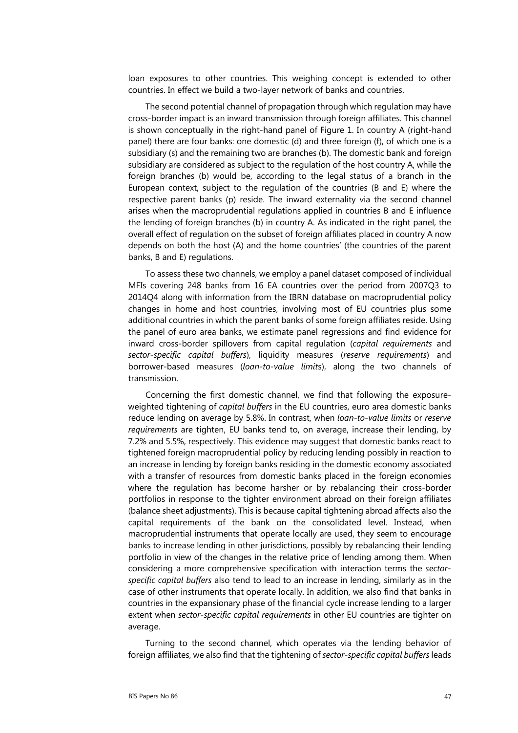loan exposures to other countries. This weighing concept is extended to other countries. In effect we build a two-layer network of banks and countries.

The second potential channel of propagation through which regulation may have cross-border impact is an inward transmission through foreign affiliates. This channel is shown conceptually in the right-hand panel of Figure 1. In country A (right-hand panel) there are four banks: one domestic (d) and three foreign (f), of which one is a subsidiary (s) and the remaining two are branches (b). The domestic bank and foreign subsidiary are considered as subject to the regulation of the host country A, while the foreign branches (b) would be, according to the legal status of a branch in the European context, subject to the regulation of the countries (B and E) where the respective parent banks (p) reside. The inward externality via the second channel arises when the macroprudential regulations applied in countries B and E influence the lending of foreign branches (b) in country A. As indicated in the right panel, the overall effect of regulation on the subset of foreign affiliates placed in country A now depends on both the host (A) and the home countries' (the countries of the parent banks, B and E) regulations.

To assess these two channels, we employ a panel dataset composed of individual MFIs covering 248 banks from 16 EA countries over the period from 2007Q3 to 2014Q4 along with information from the IBRN database on macroprudential policy changes in home and host countries, involving most of EU countries plus some additional countries in which the parent banks of some foreign affiliates reside. Using the panel of euro area banks, we estimate panel regressions and find evidence for inward cross-border spillovers from capital regulation (*capital requirements* and *sector-specific capital buffers*), liquidity measures (*reserve requirements*) and borrower-based measures (*loan-to-value limits*), along the two channels of transmission.

Concerning the first domestic channel, we find that following the exposure-weighted tightening of *capital buffers* in the EU countries, euro area domestic banks reduce lending on average by 5.8%. In contrast, when *loan-to-value limits* or *reserve requirements* are tighten, EU banks tend to, on average, increase their lending, by 7.2% and 5.5%, respectively. This evidence may suggest that domestic banks react to tightened foreign macroprudential policy by reducing lending possibly in reaction to an increase in lending by foreign banks residing in the domestic economy associated with a transfer of resources from domestic banks placed in the foreign economies where the regulation has become harsher or by rebalancing their cross-border portfolios in response to the tighter environment abroad on their foreign affiliates (balance sheet adjustments). This is because capital tightening abroad affects also the capital requirements of the bank on the consolidated level. Instead, when macroprudential instruments that operate locally are used, they seem to encourage banks to increase lending in other jurisdictions, possibly by rebalancing their lending portfolio in view of the changes in the relative price of lending among them. When considering a more comprehensive specification with interaction terms the *sector-specific capital buffers* also tend to lead to an increase in lending, similarly as in the case of other instruments that operate locally. In addition, we also find that banks in countries in the expansionary phase of the financial cycle increase lending to a larger extent when *sector-specific capital requirements* in other EU countries are tighter on average.

Turning to the second channel, which operates via the lending behavior of foreign affiliates, we also find that the tightening of *sector-specific capital buffers* leads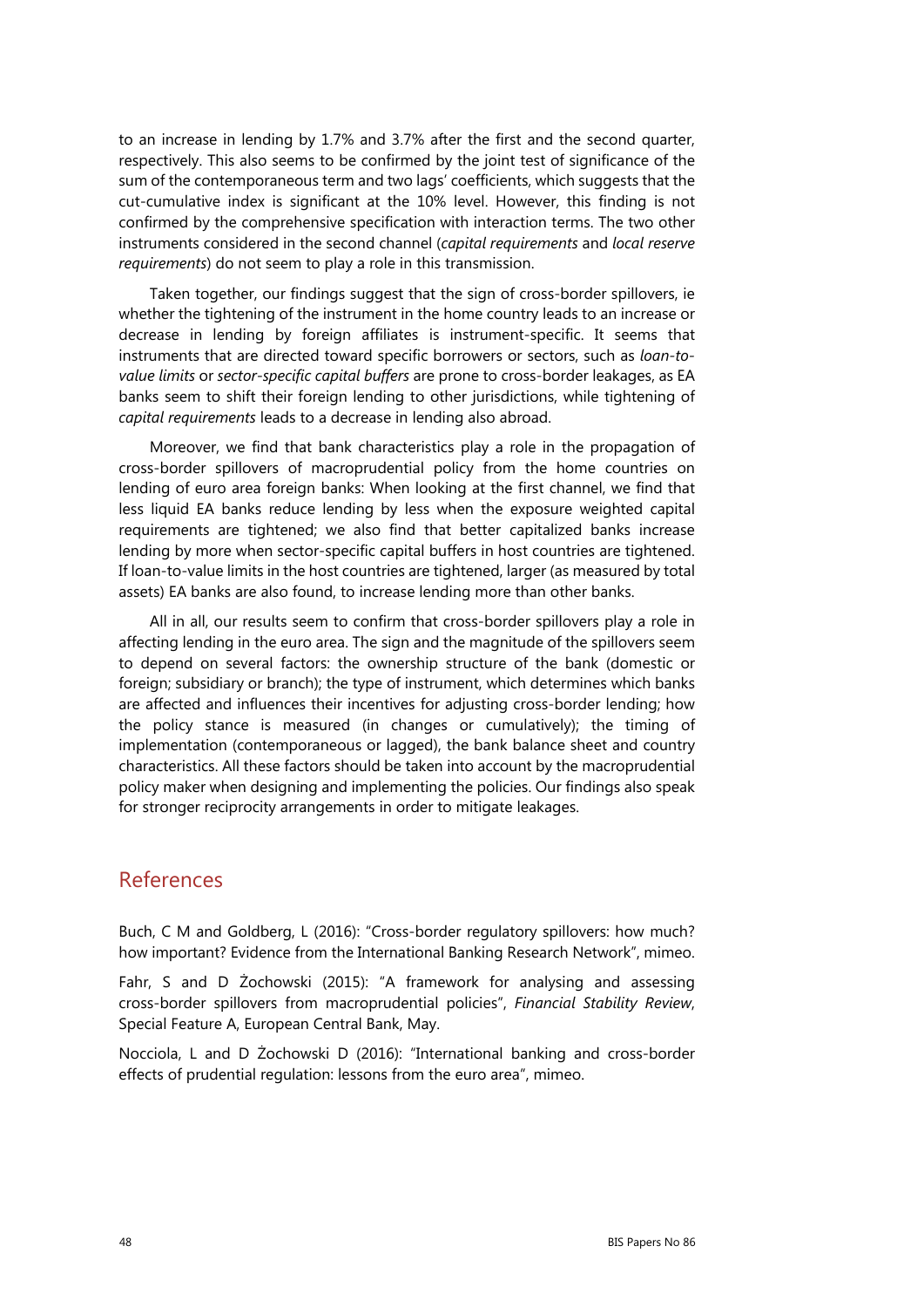to an increase in lending by 1.7% and 3.7% after the first and the second quarter, respectively. This also seems to be confirmed by the joint test of significance of the sum of the contemporaneous term and two lags' coefficients, which suggests that the cut-cumulative index is significant at the 10% level. However, this finding is not confirmed by the comprehensive specification with interaction terms. The two other instruments considered in the second channel (*capital requirements* and *local reserve requirements*) do not seem to play a role in this transmission.

Taken together, our findings suggest that the sign of cross-border spillovers, ie whether the tightening of the instrument in the home country leads to an increase or decrease in lending by foreign affiliates is instrument-specific. It seems that instruments that are directed toward specific borrowers or sectors, such as *loan-to-value limits* or *sector-specific capital buffers* are prone to cross-border leakages, as EA banks seem to shift their foreign lending to other jurisdictions, while tightening of *capital requirements* leads to a decrease in lending also abroad.

Moreover, we find that bank characteristics play a role in the propagation of cross-border spillovers of macroprudential policy from the home countries on lending of euro area foreign banks: When looking at the first channel, we find that less liquid EA banks reduce lending by less when the exposure weighted capital requirements are tightened; we also find that better capitalized banks increase lending by more when sector-specific capital buffers in host countries are tightened. If loan-to-value limits in the host countries are tightened, larger (as measured by total assets) EA banks are also found, to increase lending more than other banks.

All in all, our results seem to confirm that cross-border spillovers play a role in affecting lending in the euro area. The sign and the magnitude of the spillovers seem to depend on several factors: the ownership structure of the bank (domestic or foreign; subsidiary or branch); the type of instrument, which determines which banks are affected and influences their incentives for adjusting cross-border lending; how the policy stance is measured (in changes or cumulatively); the timing of implementation (contemporaneous or lagged), the bank balance sheet and country characteristics. All these factors should be taken into account by the macroprudential policy maker when designing and implementing the policies. Our findings also speak for stronger reciprocity arrangements in order to mitigate leakages.

## References

Buch, C M and Goldberg, L (2016): "Cross-border regulatory spillovers: how much? how important? Evidence from the International Banking Research Network", mimeo.

Fahr, S and D Żochowski (2015): "A framework for analysing and assessing cross-border spillovers from macroprudential policies", *Financial Stability Review*, Special Feature A, European Central Bank, May.

Nocciola, L and D Żochowski D (2016): "International banking and cross-border effects of prudential regulation: lessons from the euro area", mimeo.